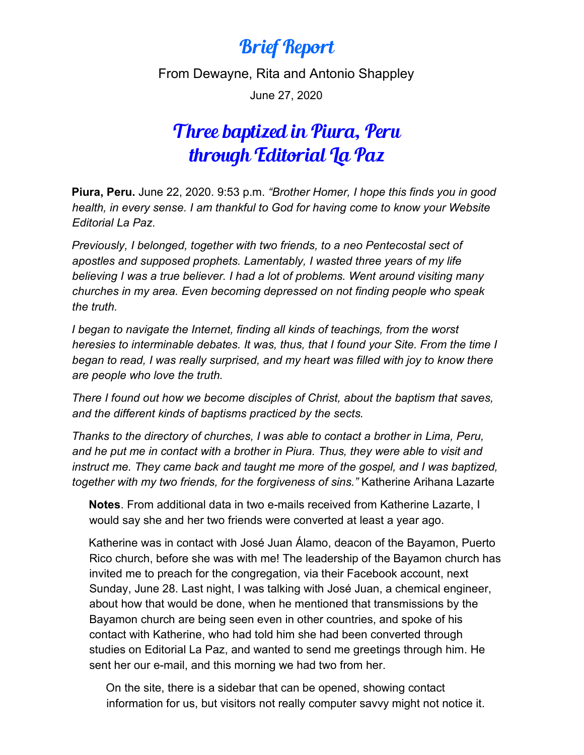# Brief Report

From Dewayne, Rita and Antonio Shappley

June 27, 2020

## Three baptized in Piura, Peru through Editorial La Paz

**Piura, Peru.** June 22, 2020. 9:53 p.m. *"Brother Homer, I hope this finds you in good health, in every sense. I am thankful to God for having come to know your Website Editorial La Paz.*

*Previously, I belonged, together with two friends, to a neo Pentecostal sect of apostles and supposed prophets. Lamentably, I wasted three years of my life believing I was a true believer. I had a lot of problems. Went around visiting many churches in my area. Even becoming depressed on not finding people who speak the truth.*

*I began to navigate the Internet, finding all kinds of teachings, from the worst heresies to interminable debates. It was, thus, that I found your Site. From the time I began to read, I was really surprised, and my heart was filled with joy to know there are people who love the truth.*

*There I found out how we become disciples of Christ, about the baptism that saves, and the different kinds of baptisms practiced by the sects.*

*Thanks to the directory of churches, I was able to contact a brother in Lima, Peru, and he put me in contact with a brother in Piura. Thus, they were able to visit and instruct me. They came back and taught me more of the gospel, and I was baptized, together with my two friends, for the forgiveness of sins."* Katherine Arihana Lazarte

**Notes**. From additional data in two e-mails received from Katherine Lazarte, I would say she and her two friends were converted at least a year ago.

Katherine was in contact with José Juan Álamo, deacon of the Bayamon, Puerto Rico church, before she was with me! The leadership of the Bayamon church has invited me to preach for the congregation, via their Facebook account, next Sunday, June 28. Last night, I was talking with José Juan, a chemical engineer, about how that would be done, when he mentioned that transmissions by the Bayamon church are being seen even in other countries, and spoke of his contact with Katherine, who had told him she had been converted through studies on Editorial La Paz, and wanted to send me greetings through him. He sent her our e-mail, and this morning we had two from her.

On the site, there is a sidebar that can be opened, showing contact information for us, but visitors not really computer savvy might not notice it.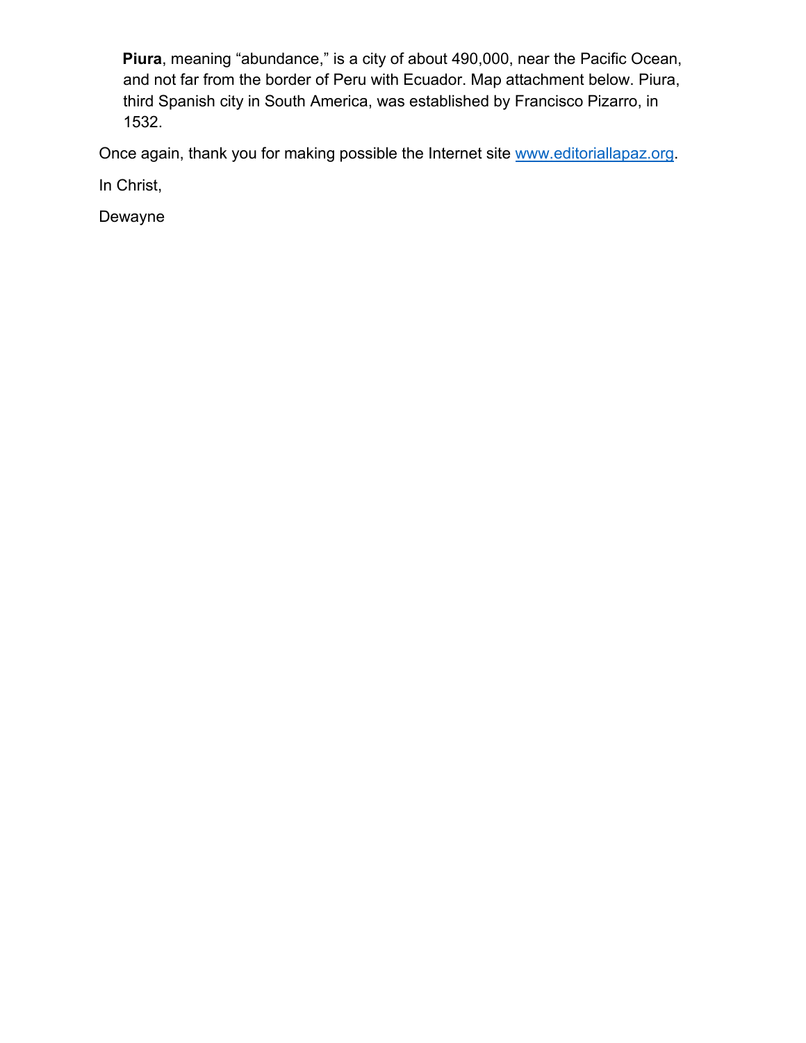**Piura**, meaning "abundance," is a city of about 490,000, near the Pacific Ocean, and not far from the border of Peru with Ecuador. Map attachment below. Piura, third Spanish city in South America, was established by Francisco Pizarro, in 1532.

Once again, thank you for making possible the Internet site www.editoriallapaz.org.

In Christ,

Dewayne